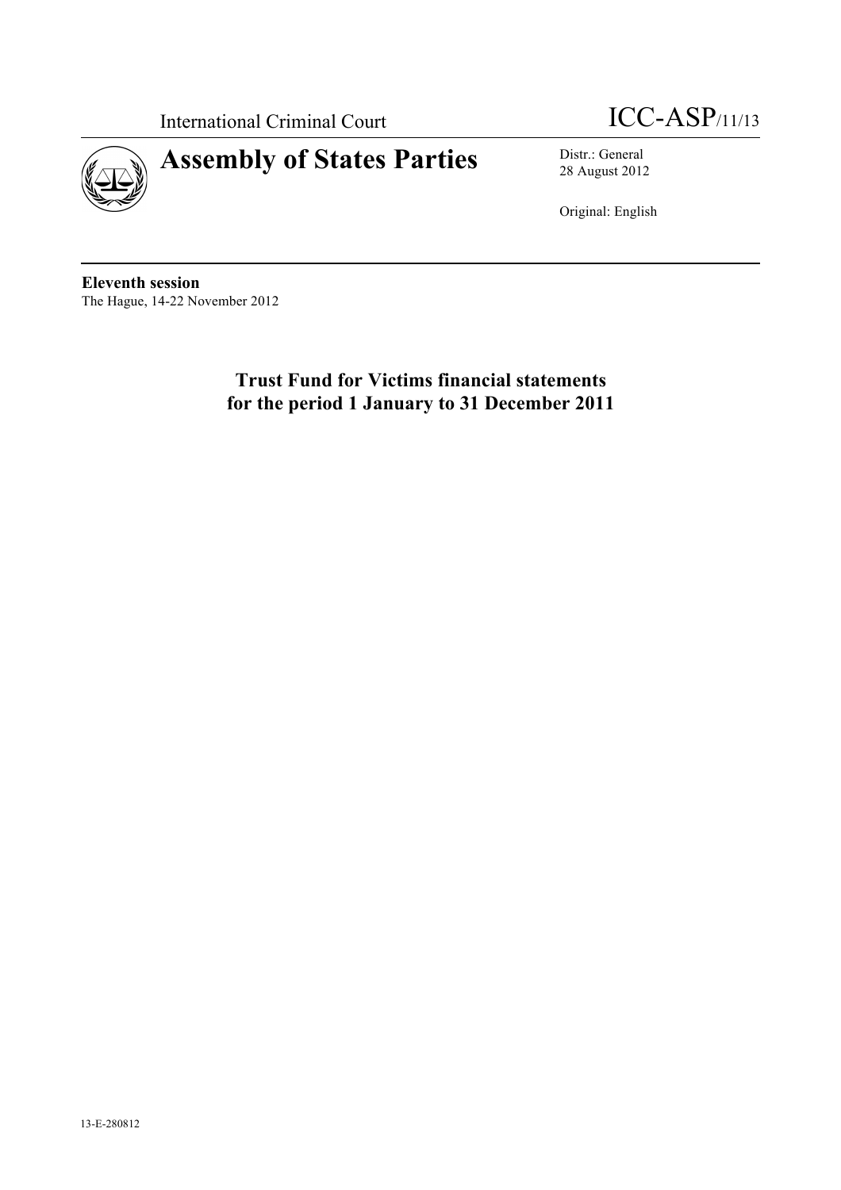International Criminal Court

ICC-ASP/11/13

# Assembly of States Parties

Distr.: General
28 August 2012

Original: English

**Eleventh session**
The Hague, 14-22 November 2012

## Trust Fund for Victims financial statements for the period 1 January to 31 December 2011

13-E-280812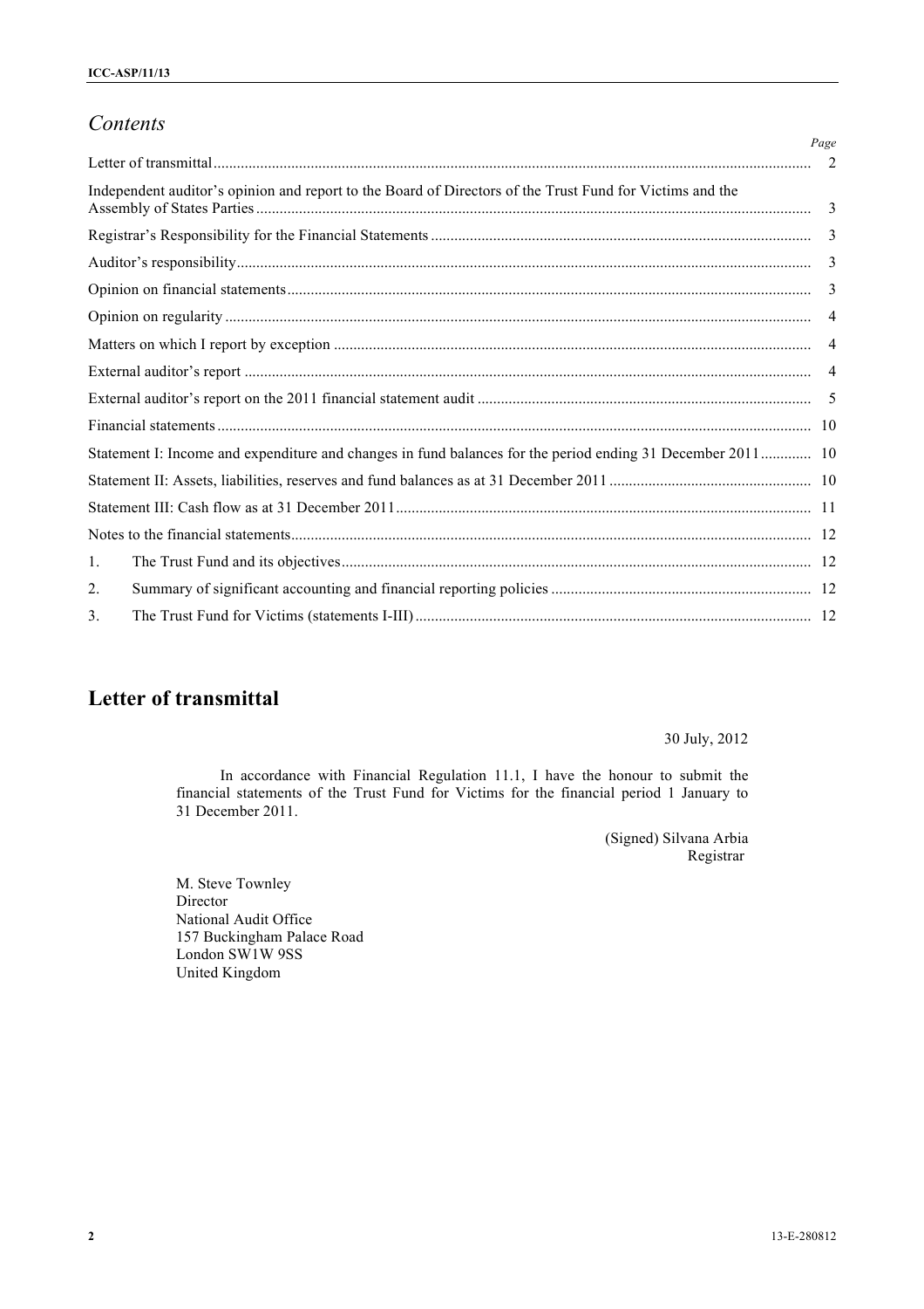## *Contents*

| | Page |
|---|---|
| Letter of transmittal | 2 |
| Independent auditor's opinion and report to the Board of Directors of the Trust Fund for Victims and the Assembly of States Parties | 3 |
| Registrar's Responsibility for the Financial Statements | 3 |
| Auditor's responsibility | 3 |
| Opinion on financial statements | 3 |
| Opinion on regularity | 4 |
| Matters on which I report by exception | 4 |
| External auditor's report | 4 |
| External auditor's report on the 2011 financial statement audit | 5 |
| Financial statements | 10 |
| Statement I: Income and expenditure and changes in fund balances for the period ending 31 December 2011 | 10 |
| Statement II: Assets, liabilities, reserves and fund balances as at 31 December 2011 | 10 |
| Statement III: Cash flow as at 31 December 2011 | 11 |
| Notes to the financial statements | 12 |
| 1. The Trust Fund and its objectives | 12 |
| 2. Summary of significant accounting and financial reporting policies | 12 |
| 3. The Trust Fund for Victims (statements I-III) | 12 |

## Letter of transmittal

30 July, 2012

In accordance with Financial Regulation 11.1, I have the honour to submit the financial statements of the Trust Fund for Victims for the financial period 1 January to 31 December 2011.

(Signed) Silvana Arbia
Registrar

M. Steve Townley
Director
National Audit Office
157 Buckingham Palace Road
London SW1W 9SS
United Kingdom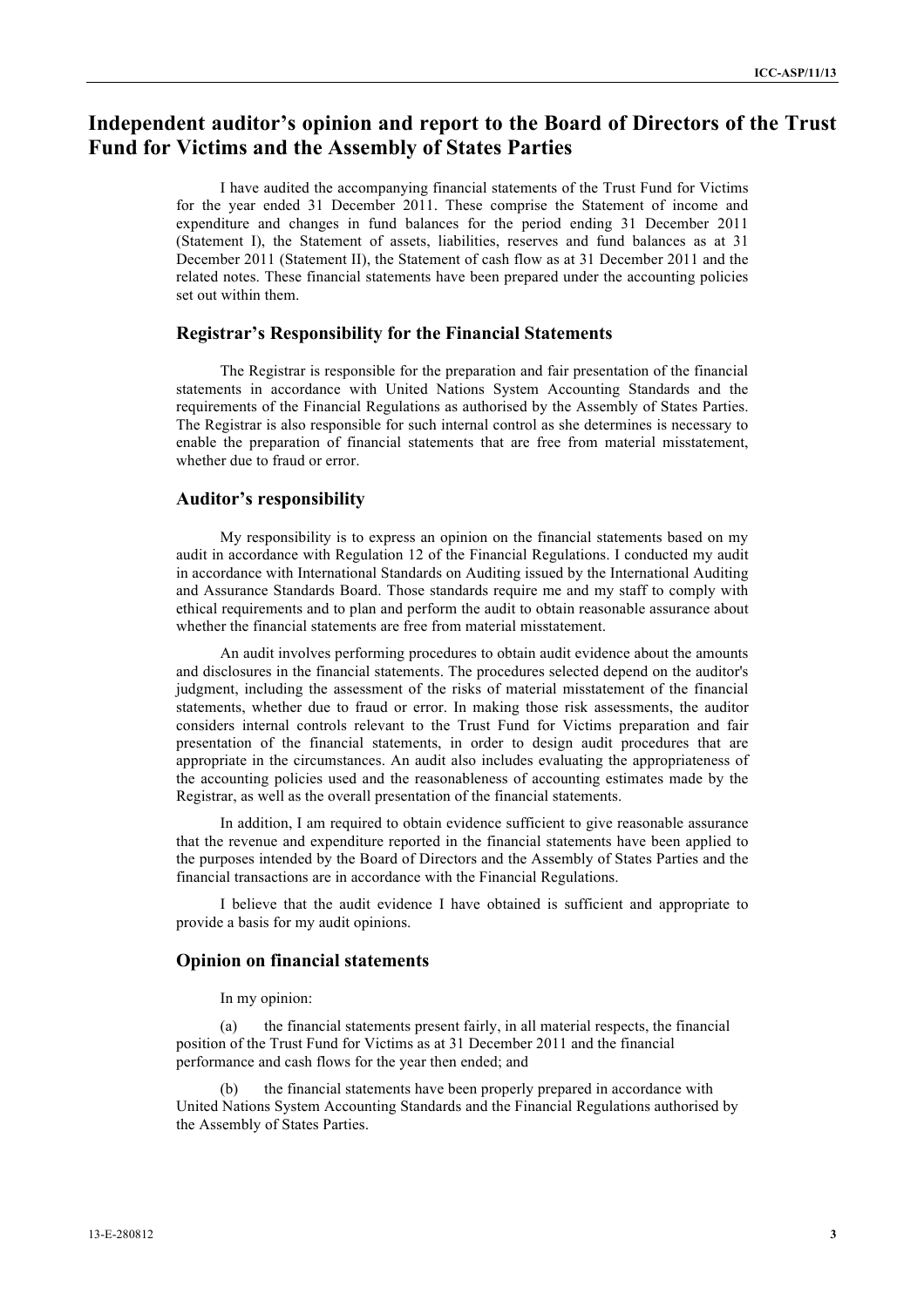# Independent auditor's opinion and report to the Board of Directors of the Trust Fund for Victims and the Assembly of States Parties

I have audited the accompanying financial statements of the Trust Fund for Victims for the year ended 31 December 2011. These comprise the Statement of income and expenditure and changes in fund balances for the period ending 31 December 2011 (Statement I), the Statement of assets, liabilities, reserves and fund balances as at 31 December 2011 (Statement II), the Statement of cash flow as at 31 December 2011 and the related notes. These financial statements have been prepared under the accounting policies set out within them.

## Registrar's Responsibility for the Financial Statements

The Registrar is responsible for the preparation and fair presentation of the financial statements in accordance with United Nations System Accounting Standards and the requirements of the Financial Regulations as authorised by the Assembly of States Parties. The Registrar is also responsible for such internal control as she determines is necessary to enable the preparation of financial statements that are free from material misstatement, whether due to fraud or error.

## Auditor's responsibility

My responsibility is to express an opinion on the financial statements based on my audit in accordance with Regulation 12 of the Financial Regulations. I conducted my audit in accordance with International Standards on Auditing issued by the International Auditing and Assurance Standards Board. Those standards require me and my staff to comply with ethical requirements and to plan and perform the audit to obtain reasonable assurance about whether the financial statements are free from material misstatement.

An audit involves performing procedures to obtain audit evidence about the amounts and disclosures in the financial statements. The procedures selected depend on the auditor's judgment, including the assessment of the risks of material misstatement of the financial statements, whether due to fraud or error. In making those risk assessments, the auditor considers internal controls relevant to the Trust Fund for Victims preparation and fair presentation of the financial statements, in order to design audit procedures that are appropriate in the circumstances. An audit also includes evaluating the appropriateness of the accounting policies used and the reasonableness of accounting estimates made by the Registrar, as well as the overall presentation of the financial statements.

In addition, I am required to obtain evidence sufficient to give reasonable assurance that the revenue and expenditure reported in the financial statements have been applied to the purposes intended by the Board of Directors and the Assembly of States Parties and the financial transactions are in accordance with the Financial Regulations.

I believe that the audit evidence I have obtained is sufficient and appropriate to provide a basis for my audit opinions.

## Opinion on financial statements

In my opinion:

(a) the financial statements present fairly, in all material respects, the financial position of the Trust Fund for Victims as at 31 December 2011 and the financial performance and cash flows for the year then ended; and

(b) the financial statements have been properly prepared in accordance with United Nations System Accounting Standards and the Financial Regulations authorised by the Assembly of States Parties.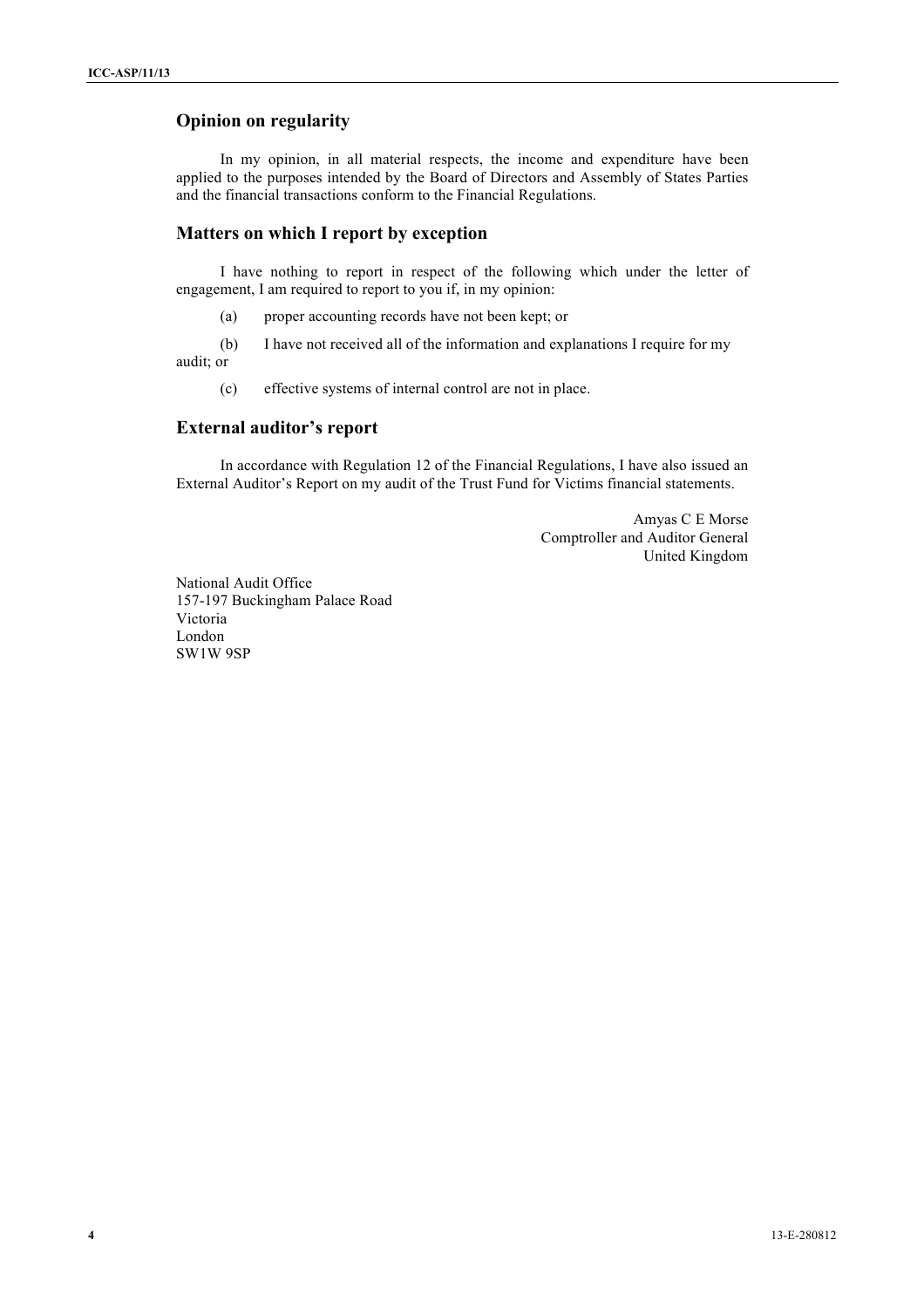## Opinion on regularity

In my opinion, in all material respects, the income and expenditure have been applied to the purposes intended by the Board of Directors and Assembly of States Parties and the financial transactions conform to the Financial Regulations.

## Matters on which I report by exception

I have nothing to report in respect of the following which under the letter of engagement, I am required to report to you if, in my opinion:

(a) proper accounting records have not been kept; or

(b) I have not received all of the information and explanations I require for my audit; or

(c) effective systems of internal control are not in place.

## External auditor's report

In accordance with Regulation 12 of the Financial Regulations, I have also issued an External Auditor's Report on my audit of the Trust Fund for Victims financial statements.

Amyas C E Morse
Comptroller and Auditor General
United Kingdom

National Audit Office
157-197 Buckingham Palace Road
Victoria
London
SW1W 9SP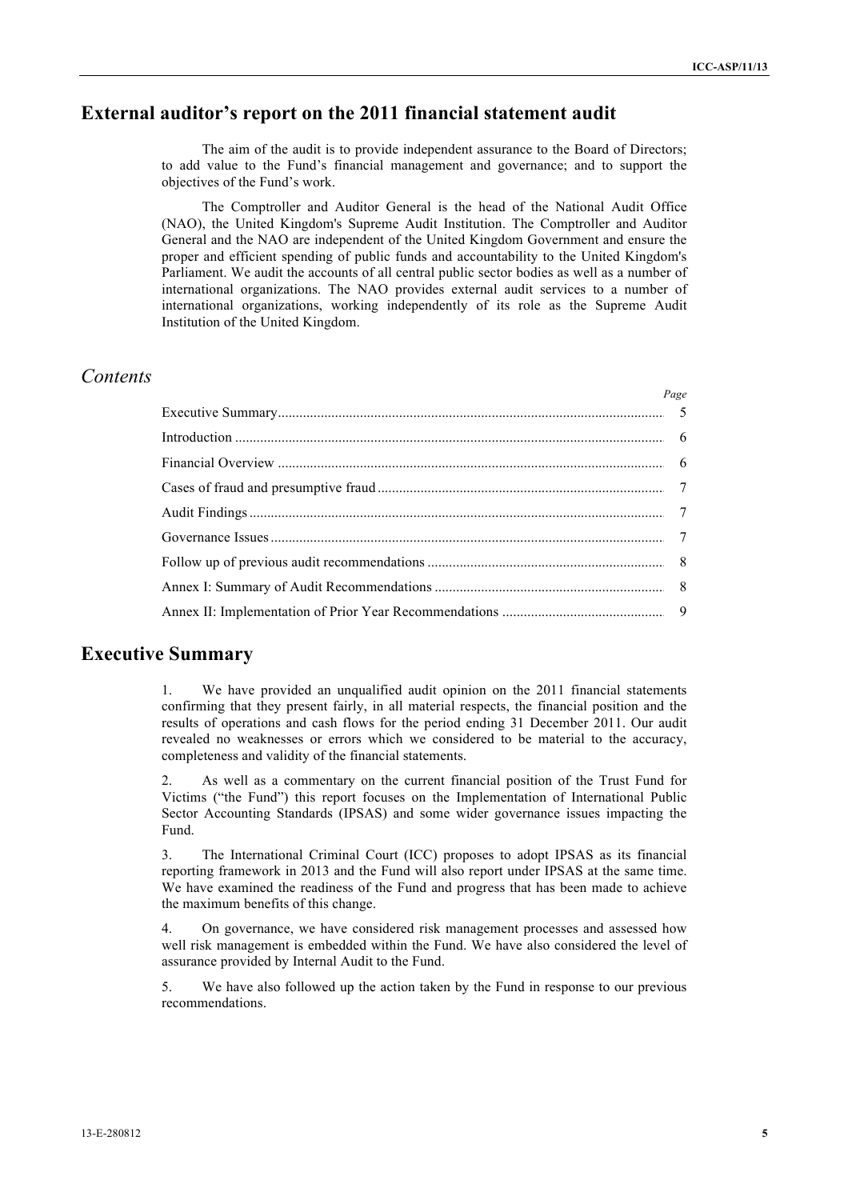## External auditor's report on the 2011 financial statement audit

The aim of the audit is to provide independent assurance to the Board of Directors; to add value to the Fund's financial management and governance; and to support the objectives of the Fund's work.

The Comptroller and Auditor General is the head of the National Audit Office (NAO), the United Kingdom's Supreme Audit Institution. The Comptroller and Auditor General and the NAO are independent of the United Kingdom Government and ensure the proper and efficient spending of public funds and accountability to the United Kingdom's Parliament. We audit the accounts of all central public sector bodies as well as a number of international organizations. The NAO provides external audit services to a number of international organizations, working independently of its role as the Supreme Audit Institution of the United Kingdom.

## *Contents*

| | *Page* |
|---|---|
| Executive Summary | 5 |
| Introduction | 6 |
| Financial Overview | 6 |
| Cases of fraud and presumptive fraud | 7 |
| Audit Findings | 7 |
| Governance Issues | 7 |
| Follow up of previous audit recommendations | 8 |
| Annex I: Summary of Audit Recommendations | 8 |
| Annex II: Implementation of Prior Year Recommendations | 9 |

## Executive Summary

1. We have provided an unqualified audit opinion on the 2011 financial statements confirming that they present fairly, in all material respects, the financial position and the results of operations and cash flows for the period ending 31 December 2011. Our audit revealed no weaknesses or errors which we considered to be material to the accuracy, completeness and validity of the financial statements.

2. As well as a commentary on the current financial position of the Trust Fund for Victims ("the Fund") this report focuses on the Implementation of International Public Sector Accounting Standards (IPSAS) and some wider governance issues impacting the Fund.

3. The International Criminal Court (ICC) proposes to adopt IPSAS as its financial reporting framework in 2013 and the Fund will also report under IPSAS at the same time. We have examined the readiness of the Fund and progress that has been made to achieve the maximum benefits of this change.

4. On governance, we have considered risk management processes and assessed how well risk management is embedded within the Fund. We have also considered the level of assurance provided by Internal Audit to the Fund.

5. We have also followed up the action taken by the Fund in response to our previous recommendations.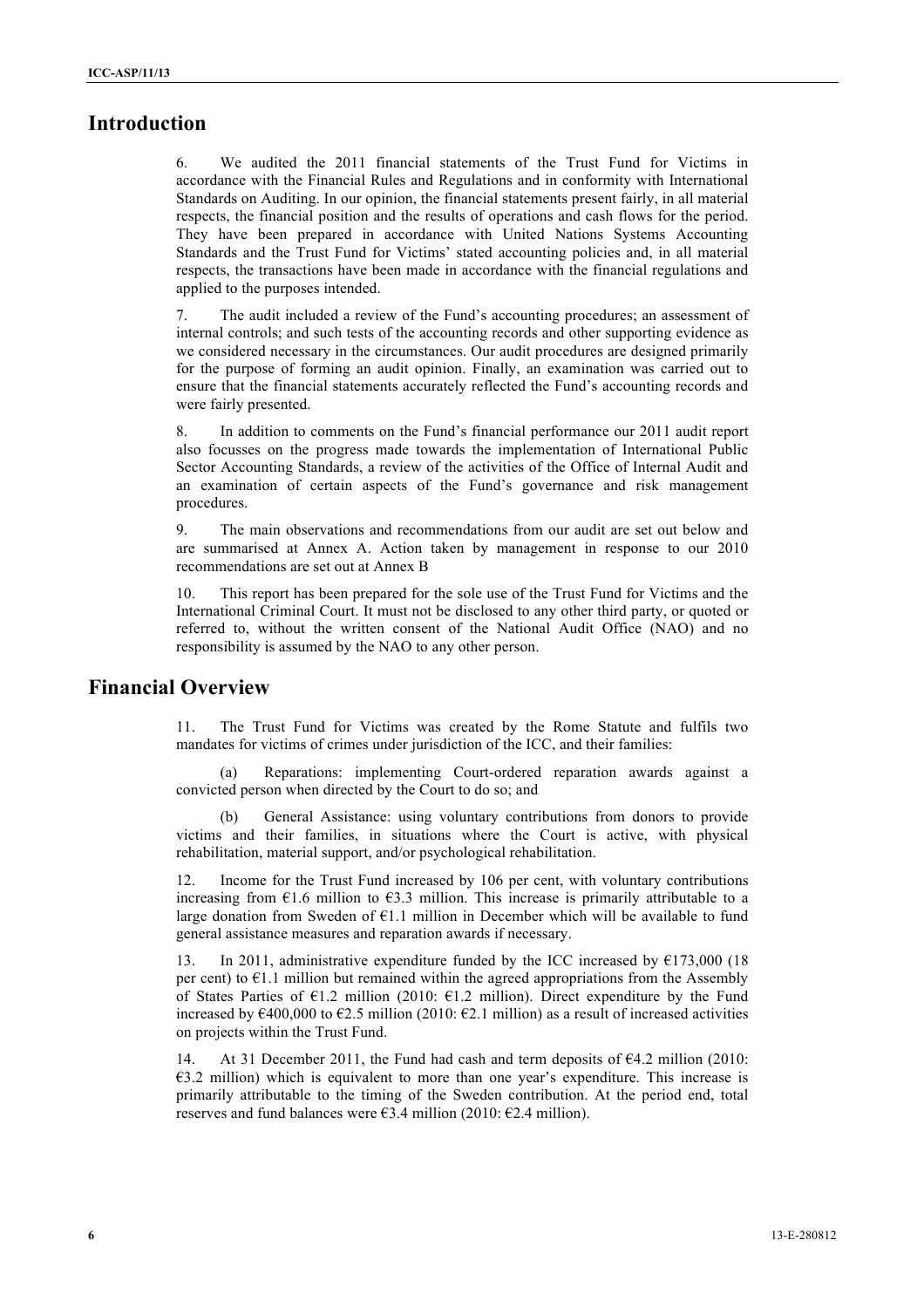## Introduction

6. We audited the 2011 financial statements of the Trust Fund for Victims in accordance with the Financial Rules and Regulations and in conformity with International Standards on Auditing. In our opinion, the financial statements present fairly, in all material respects, the financial position and the results of operations and cash flows for the period. They have been prepared in accordance with United Nations Systems Accounting Standards and the Trust Fund for Victims' stated accounting policies and, in all material respects, the transactions have been made in accordance with the financial regulations and applied to the purposes intended.

7. The audit included a review of the Fund's accounting procedures; an assessment of internal controls; and such tests of the accounting records and other supporting evidence as we considered necessary in the circumstances. Our audit procedures are designed primarily for the purpose of forming an audit opinion. Finally, an examination was carried out to ensure that the financial statements accurately reflected the Fund's accounting records and were fairly presented.

8. In addition to comments on the Fund's financial performance our 2011 audit report also focusses on the progress made towards the implementation of International Public Sector Accounting Standards, a review of the activities of the Office of Internal Audit and an examination of certain aspects of the Fund's governance and risk management procedures.

9. The main observations and recommendations from our audit are set out below and are summarised at Annex A. Action taken by management in response to our 2010 recommendations are set out at Annex B

10. This report has been prepared for the sole use of the Trust Fund for Victims and the International Criminal Court. It must not be disclosed to any other third party, or quoted or referred to, without the written consent of the National Audit Office (NAO) and no responsibility is assumed by the NAO to any other person.

## Financial Overview

11. The Trust Fund for Victims was created by the Rome Statute and fulfils two mandates for victims of crimes under jurisdiction of the ICC, and their families:

(a) Reparations: implementing Court-ordered reparation awards against a convicted person when directed by the Court to do so; and

(b) General Assistance: using voluntary contributions from donors to provide victims and their families, in situations where the Court is active, with physical rehabilitation, material support, and/or psychological rehabilitation.

12. Income for the Trust Fund increased by 106 per cent, with voluntary contributions increasing from €1.6 million to €3.3 million. This increase is primarily attributable to a large donation from Sweden of €1.1 million in December which will be available to fund general assistance measures and reparation awards if necessary.

13. In 2011, administrative expenditure funded by the ICC increased by €173,000 (18 per cent) to €1.1 million but remained within the agreed appropriations from the Assembly of States Parties of €1.2 million (2010: €1.2 million). Direct expenditure by the Fund increased by €400,000 to €2.5 million (2010: €2.1 million) as a result of increased activities on projects within the Trust Fund.

14. At 31 December 2011, the Fund had cash and term deposits of €4.2 million (2010: €3.2 million) which is equivalent to more than one year's expenditure. This increase is primarily attributable to the timing of the Sweden contribution. At the period end, total reserves and fund balances were €3.4 million (2010: €2.4 million).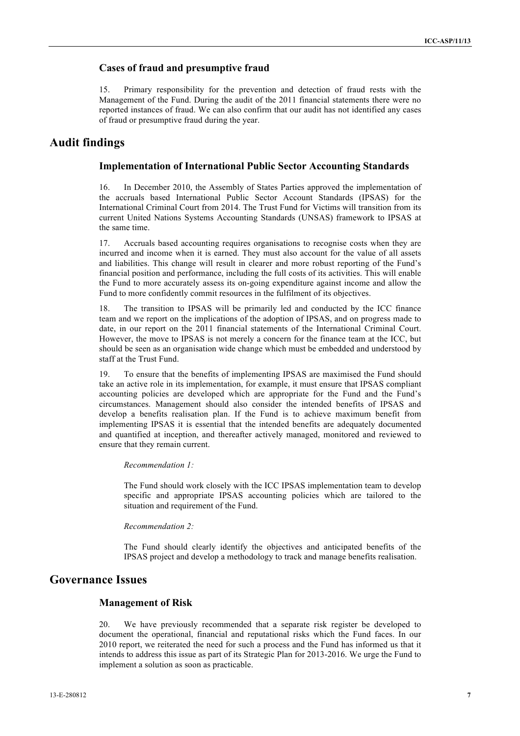### Cases of fraud and presumptive fraud

15. Primary responsibility for the prevention and detection of fraud rests with the Management of the Fund. During the audit of the 2011 financial statements there were no reported instances of fraud. We can also confirm that our audit has not identified any cases of fraud or presumptive fraud during the year.

## Audit findings

### Implementation of International Public Sector Accounting Standards

16. In December 2010, the Assembly of States Parties approved the implementation of the accruals based International Public Sector Account Standards (IPSAS) for the International Criminal Court from 2014. The Trust Fund for Victims will transition from its current United Nations Systems Accounting Standards (UNSAS) framework to IPSAS at the same time.

17. Accruals based accounting requires organisations to recognise costs when they are incurred and income when it is earned. They must also account for the value of all assets and liabilities. This change will result in clearer and more robust reporting of the Fund's financial position and performance, including the full costs of its activities. This will enable the Fund to more accurately assess its on-going expenditure against income and allow the Fund to more confidently commit resources in the fulfilment of its objectives.

18. The transition to IPSAS will be primarily led and conducted by the ICC finance team and we report on the implications of the adoption of IPSAS, and on progress made to date, in our report on the 2011 financial statements of the International Criminal Court. However, the move to IPSAS is not merely a concern for the finance team at the ICC, but should be seen as an organisation wide change which must be embedded and understood by staff at the Trust Fund.

19. To ensure that the benefits of implementing IPSAS are maximised the Fund should take an active role in its implementation, for example, it must ensure that IPSAS compliant accounting policies are developed which are appropriate for the Fund and the Fund's circumstances. Management should also consider the intended benefits of IPSAS and develop a benefits realisation plan. If the Fund is to achieve maximum benefit from implementing IPSAS it is essential that the intended benefits are adequately documented and quantified at inception, and thereafter actively managed, monitored and reviewed to ensure that they remain current.

*Recommendation 1:*

The Fund should work closely with the ICC IPSAS implementation team to develop specific and appropriate IPSAS accounting policies which are tailored to the situation and requirement of the Fund.

*Recommendation 2:*

The Fund should clearly identify the objectives and anticipated benefits of the IPSAS project and develop a methodology to track and manage benefits realisation.

## Governance Issues

### Management of Risk

20. We have previously recommended that a separate risk register be developed to document the operational, financial and reputational risks which the Fund faces. In our 2010 report, we reiterated the need for such a process and the Fund has informed us that it intends to address this issue as part of its Strategic Plan for 2013-2016. We urge the Fund to implement a solution as soon as practicable.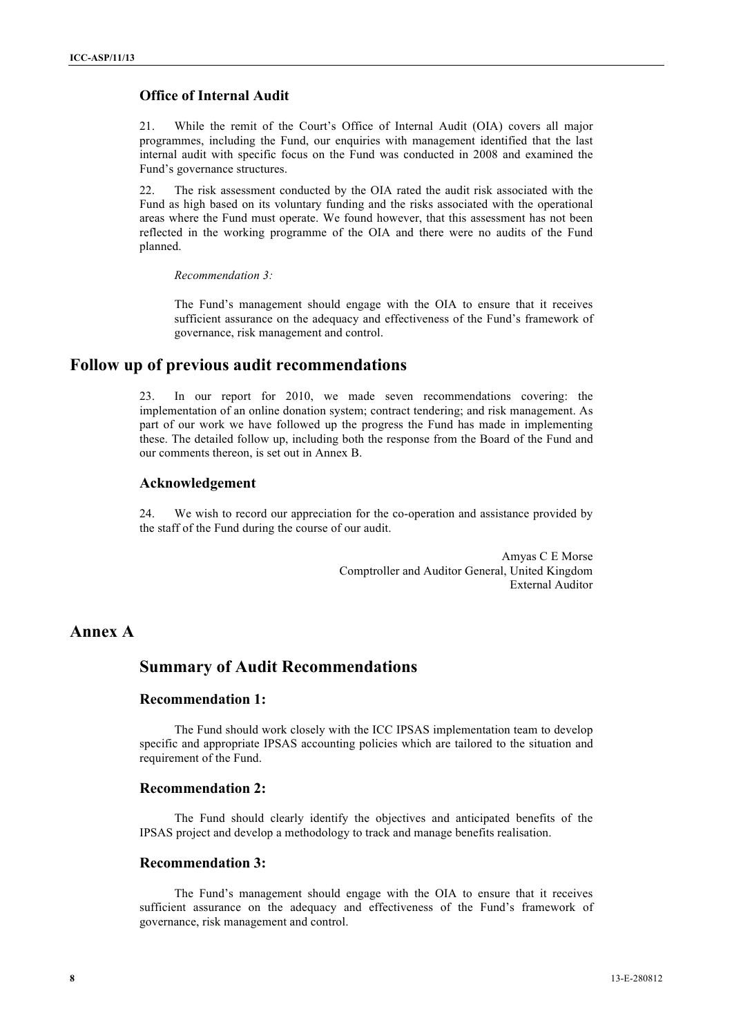### Office of Internal Audit

21. While the remit of the Court's Office of Internal Audit (OIA) covers all major programmes, including the Fund, our enquiries with management identified that the last internal audit with specific focus on the Fund was conducted in 2008 and examined the Fund's governance structures.

22. The risk assessment conducted by the OIA rated the audit risk associated with the Fund as high based on its voluntary funding and the risks associated with the operational areas where the Fund must operate. We found however, that this assessment has not been reflected in the working programme of the OIA and there were no audits of the Fund planned.

*Recommendation 3:*

The Fund's management should engage with the OIA to ensure that it receives sufficient assurance on the adequacy and effectiveness of the Fund's framework of governance, risk management and control.

## Follow up of previous audit recommendations

23. In our report for 2010, we made seven recommendations covering: the implementation of an online donation system; contract tendering; and risk management. As part of our work we have followed up the progress the Fund has made in implementing these. The detailed follow up, including both the response from the Board of the Fund and our comments thereon, is set out in Annex B.

### Acknowledgement

24. We wish to record our appreciation for the co-operation and assistance provided by the staff of the Fund during the course of our audit.

Amyas C E Morse
Comptroller and Auditor General, United Kingdom
External Auditor

## Annex A

## Summary of Audit Recommendations

### Recommendation 1:

The Fund should work closely with the ICC IPSAS implementation team to develop specific and appropriate IPSAS accounting policies which are tailored to the situation and requirement of the Fund.

### Recommendation 2:

The Fund should clearly identify the objectives and anticipated benefits of the IPSAS project and develop a methodology to track and manage benefits realisation.

### Recommendation 3:

The Fund's management should engage with the OIA to ensure that it receives sufficient assurance on the adequacy and effectiveness of the Fund's framework of governance, risk management and control.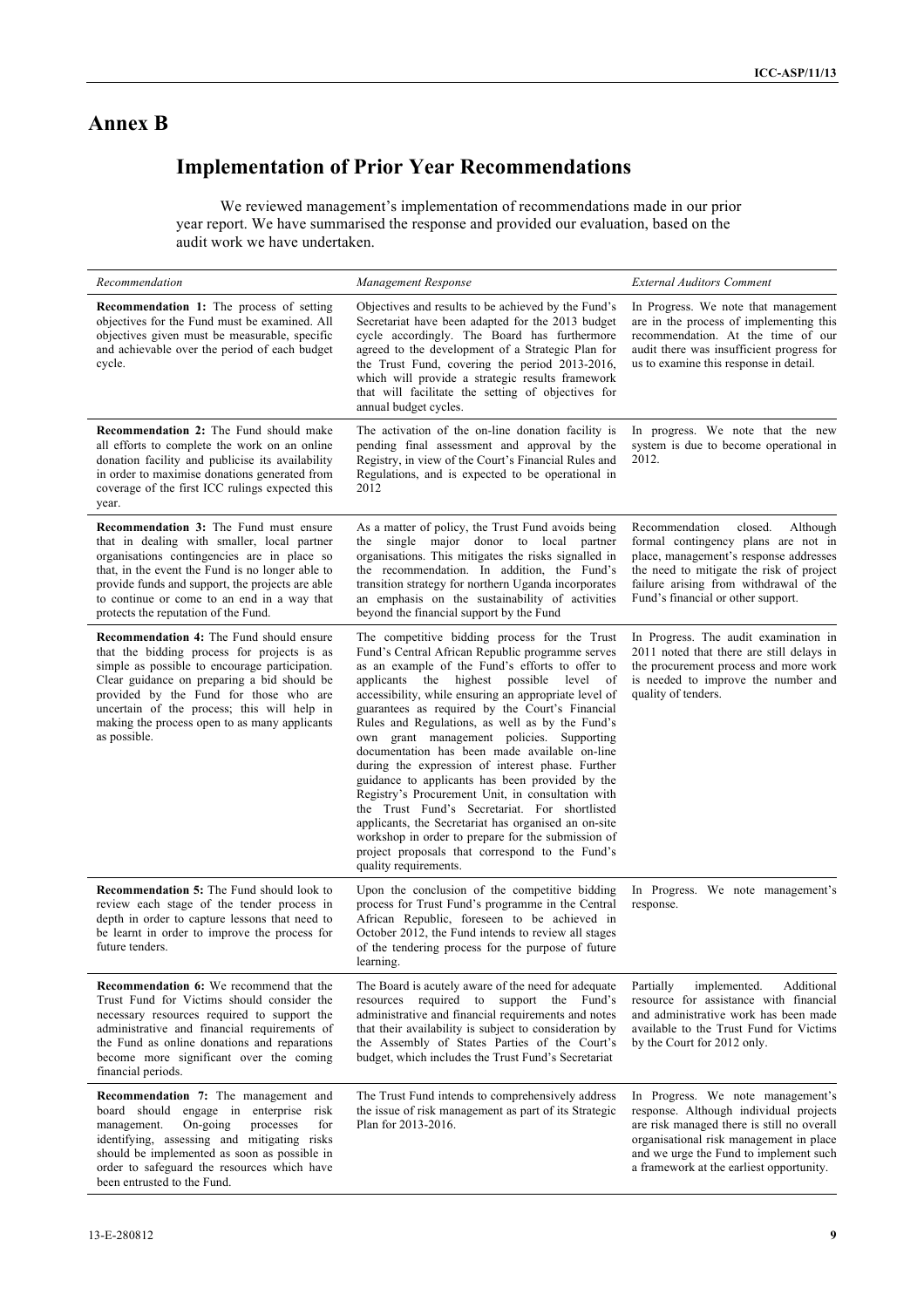# Annex B

## Implementation of Prior Year Recommendations

We reviewed management's implementation of recommendations made in our prior year report. We have summarised the response and provided our evaluation, based on the audit work we have undertaken.

| *Recommendation* | *Management Response* | *External Auditors Comment* |
|---|---|---|
| **Recommendation 1:** The process of setting objectives for the Fund must be examined. All objectives given must be measurable, specific and achievable over the period of each budget cycle. | Objectives and results to be achieved by the Fund's Secretariat have been adapted for the 2013 budget cycle accordingly. The Board has furthermore agreed to the development of a Strategic Plan for the Trust Fund, covering the period 2013-2016, which will provide a strategic results framework that will facilitate the setting of objectives for annual budget cycles. | In Progress. We note that management are in the process of implementing this recommendation. At the time of our audit there was insufficient progress for us to examine this response in detail. |
| **Recommendation 2:** The Fund should make all efforts to complete the work on an online donation facility and publicise its availability in order to maximise donations generated from coverage of the first ICC rulings expected this year. | The activation of the on-line donation facility is pending final assessment and approval by the Registry, in view of the Court's Financial Rules and Regulations, and is expected to be operational in 2012 | In progress. We note that the new system is due to become operational in 2012. |
| **Recommendation 3:** The Fund must ensure that in dealing with smaller, local partner organisations contingencies are in place so that, in the event the Fund is no longer able to provide funds and support, the projects are able to continue or come to an end in a way that protects the reputation of the Fund. | As a matter of policy, the Trust Fund avoids being the single major donor to local partner organisations. This mitigates the risks signalled in the recommendation. In addition, the Fund's transition strategy for northern Uganda incorporates an emphasis on the sustainability of activities beyond the financial support by the Fund | Recommendation closed. Although formal contingency plans are not in place, management's response addresses the need to mitigate the risk of project failure arising from withdrawal of the Fund's financial or other support. |
| **Recommendation 4:** The Fund should ensure that the bidding process for projects is as simple as possible to encourage participation. Clear guidance on preparing a bid should be provided by the Fund for those who are uncertain of the process; this will help in making the process open to as many applicants as possible. | The competitive bidding process for the Trust Fund's Central African Republic programme serves as an example of the Fund's efforts to offer to applicants the highest possible level of accessibility, while ensuring an appropriate level of guarantees as required by the Court's Financial Rules and Regulations, as well as by the Fund's own grant management policies. Supporting documentation has been made available on-line during the expression of interest phase. Further guidance to applicants has been provided by the Registry's Procurement Unit, in consultation with the Trust Fund's Secretariat. For shortlisted applicants, the Secretariat has organised an on-site workshop in order to prepare for the submission of project proposals that correspond to the Fund's quality requirements. | In Progress. The audit examination in 2011 noted that there are still delays in the procurement process and more work is needed to improve the number and quality of tenders. |
| **Recommendation 5:** The Fund should look to review each stage of the tender process in depth in order to capture lessons that need to be learnt in order to improve the process for future tenders. | Upon the conclusion of the competitive bidding process for Trust Fund's programme in the Central African Republic, foreseen to be achieved in October 2012, the Fund intends to review all stages of the tendering process for the purpose of future learning. | In Progress. We note management's response. |
| **Recommendation 6:** We recommend that the Trust Fund for Victims should consider the necessary resources required to support the administrative and financial requirements of the Fund as online donations and reparations become more significant over the coming financial periods. | The Board is acutely aware of the need for adequate resources required to support the Fund's administrative and financial requirements and notes that their availability is subject to consideration by the Assembly of States Parties of the Court's budget, which includes the Trust Fund's Secretariat | Partially implemented. Additional resource for assistance with financial and administrative work has been made available to the Trust Fund for Victims by the Court for 2012 only. |
| **Recommendation 7:** The management and board should engage in enterprise risk management. On-going processes for identifying, assessing and mitigating risks should be implemented as soon as possible in order to safeguard the resources which have been entrusted to the Fund. | The Trust Fund intends to comprehensively address the issue of risk management as part of its Strategic Plan for 2013-2016. | In Progress. We note management's response. Although individual projects are risk managed there is still no overall organisational risk management in place and we urge the Fund to implement such a framework at the earliest opportunity. |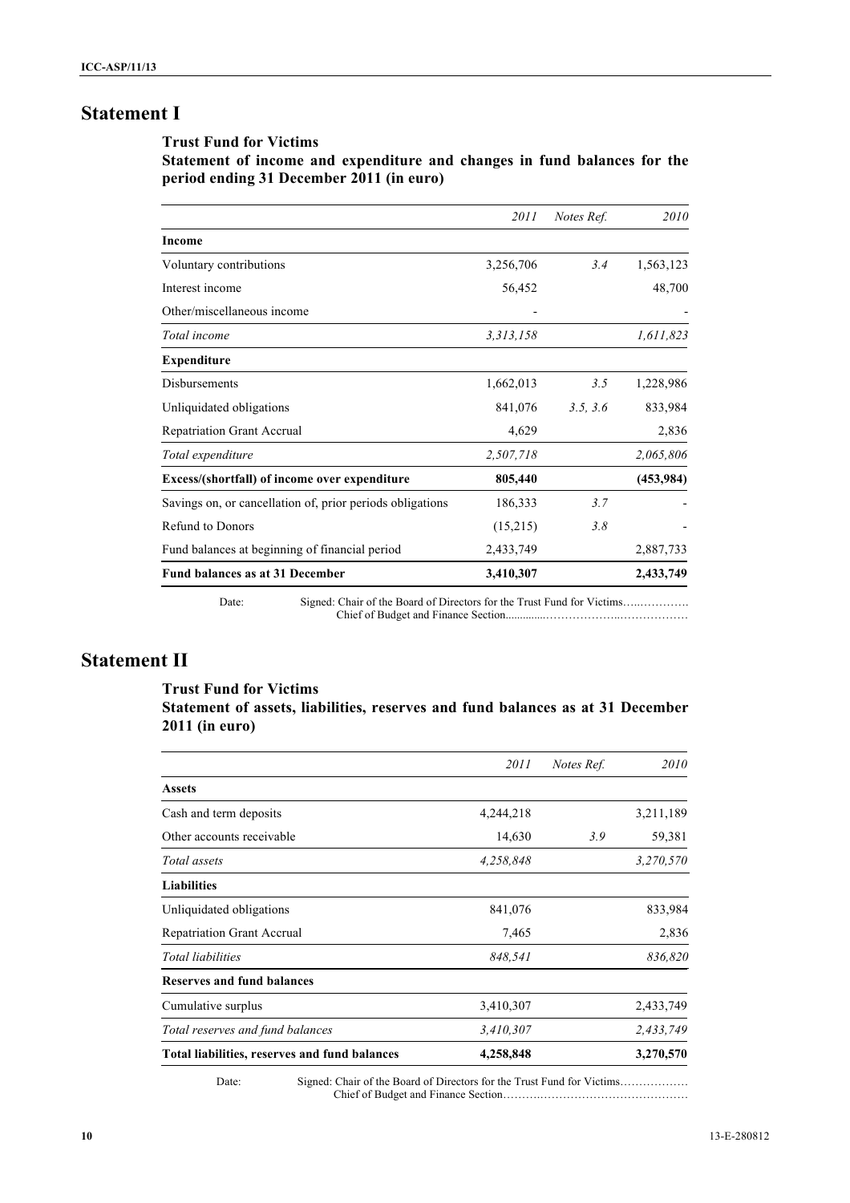# Statement I

### Trust Fund for Victims

### Statement of income and expenditure and changes in fund balances for the period ending 31 December 2011 (in euro)

| | *2011* | *Notes Ref.* | *2010* |
|---|---|---|---|
| **Income** | | | |
| Voluntary contributions | 3,256,706 | *3.4* | 1,563,123 |
| Interest income | 56,452 | | 48,700 |
| Other/miscellaneous income | - | | - |
| *Total income* | *3,313,158* | | *1,611,823* |
| **Expenditure** | | | |
| Disbursements | 1,662,013 | *3.5* | 1,228,986 |
| Unliquidated obligations | 841,076 | *3.5, 3.6* | 833,984 |
| Repatriation Grant Accrual | 4,629 | | 2,836 |
| *Total expenditure* | *2,507,718* | | *2,065,806* |
| **Excess/(shortfall) of income over expenditure** | **805,440** | | **(453,984)** |
| Savings on, or cancellation of, prior periods obligations | 186,333 | *3.7* | - |
| Refund to Donors | (15,215) | *3.8* | - |
| Fund balances at beginning of financial period | 2,433,749 | | 2,887,733 |
| **Fund balances as at 31 December** | **3,410,307** | | **2,433,749** |

Date: Signed: Chair of the Board of Directors for the Trust Fund for Victims…..…………. 
Chief of Budget and Finance Section............……………..………………

# Statement II

### Trust Fund for Victims

### Statement of assets, liabilities, reserves and fund balances as at 31 December 2011 (in euro)

| | *2011* | *Notes Ref.* | *2010* |
|---|---|---|---|
| **Assets** | | | |
| Cash and term deposits | 4,244,218 | | 3,211,189 |
| Other accounts receivable | 14,630 | *3.9* | 59,381 |
| *Total assets* | *4,258,848* | | *3,270,570* |
| **Liabilities** | | | |
| Unliquidated obligations | 841,076 | | 833,984 |
| Repatriation Grant Accrual | 7,465 | | 2,836 |
| *Total liabilities* | *848,541* | | *836,820* |
| **Reserves and fund balances** | | | |
| Cumulative surplus | 3,410,307 | | 2,433,749 |
| *Total reserves and fund balances* | *3,410,307* | | *2,433,749* |
| **Total liabilities, reserves and fund balances** | **4,258,848** | | **3,270,570** |

Date: Signed: Chair of the Board of Directors for the Trust Fund for Victims……………… 
Chief of Budget and Finance Section…………………………………………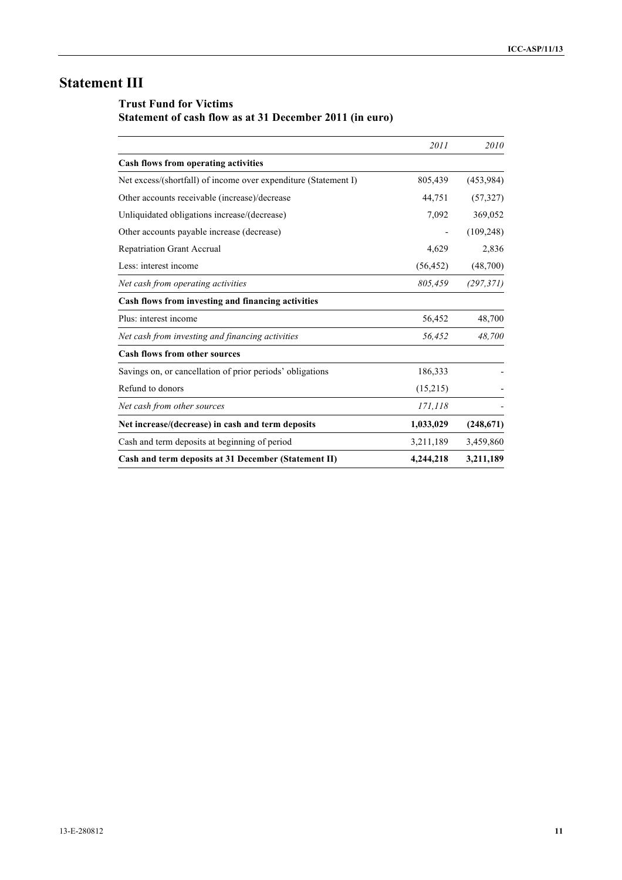# Statement III

## Trust Fund for Victims
## Statement of cash flow as at 31 December 2011 (in euro)

| | *2011* | *2010* |
|---|---|---|
| **Cash flows from operating activities** | | |
| Net excess/(shortfall) of income over expenditure (Statement I) | 805,439 | (453,984) |
| Other accounts receivable (increase)/decrease | 44,751 | (57,327) |
| Unliquidated obligations increase/(decrease) | 7,092 | 369,052 |
| Other accounts payable increase (decrease) | - | (109,248) |
| Repatriation Grant Accrual | 4,629 | 2,836 |
| Less: interest income | (56,452) | (48,700) |
| *Net cash from operating activities* | *805,459* | *(297,371)* |
| **Cash flows from investing and financing activities** | | |
| Plus: interest income | 56,452 | 48,700 |
| *Net cash from investing and financing activities* | *56,452* | *48,700* |
| **Cash flows from other sources** | | |
| Savings on, or cancellation of prior periods' obligations | 186,333 | - |
| Refund to donors | (15,215) | - |
| *Net cash from other sources* | *171,118* | - |
| **Net increase/(decrease) in cash and term deposits** | **1,033,029** | **(248,671)** |
| Cash and term deposits at beginning of period | 3,211,189 | 3,459,860 |
| **Cash and term deposits at 31 December (Statement II)** | **4,244,218** | **3,211,189** |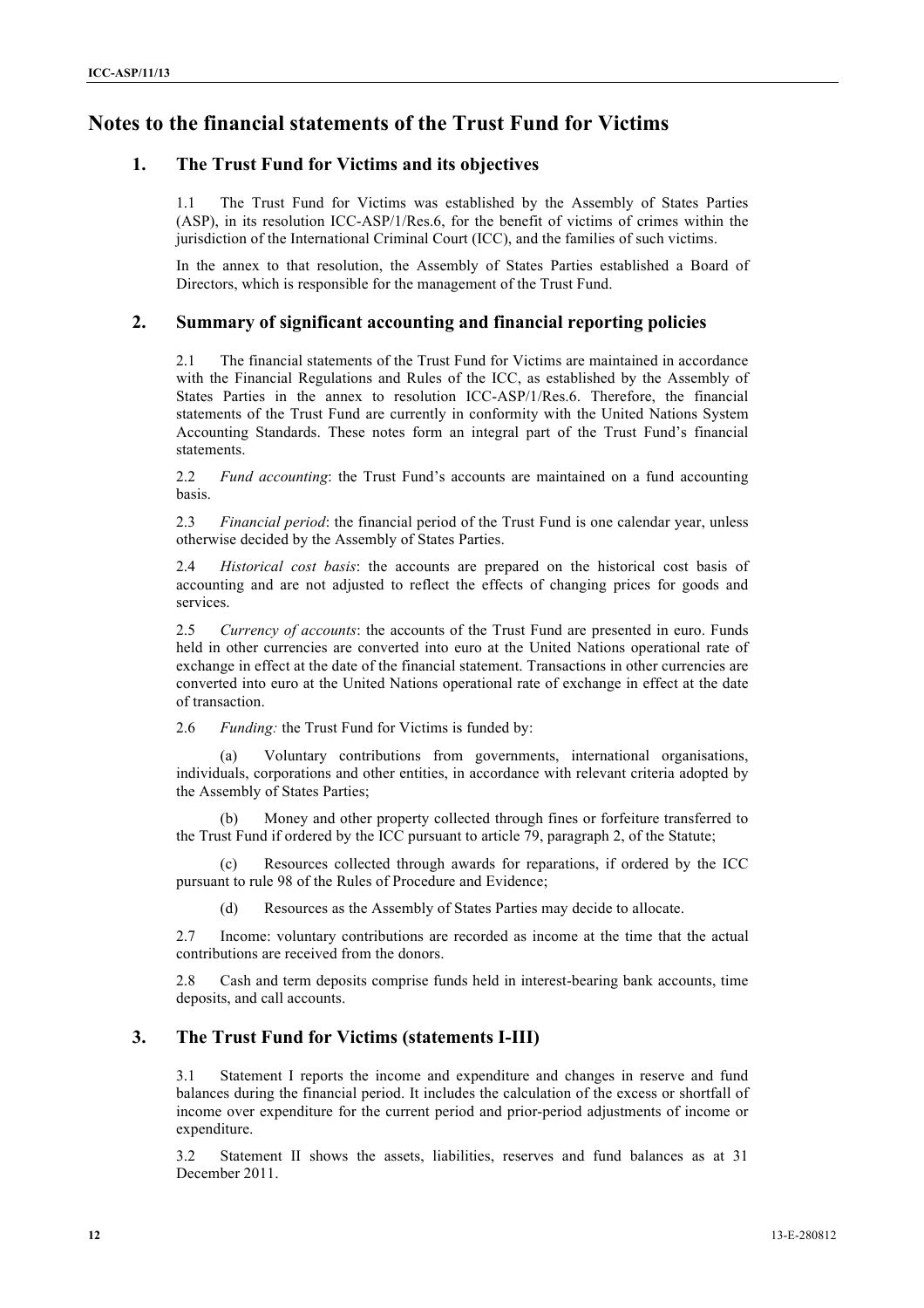# Notes to the financial statements of the Trust Fund for Victims

## 1. The Trust Fund for Victims and its objectives

1.1 The Trust Fund for Victims was established by the Assembly of States Parties (ASP), in its resolution ICC-ASP/1/Res.6, for the benefit of victims of crimes within the jurisdiction of the International Criminal Court (ICC), and the families of such victims.

In the annex to that resolution, the Assembly of States Parties established a Board of Directors, which is responsible for the management of the Trust Fund.

## 2. Summary of significant accounting and financial reporting policies

2.1 The financial statements of the Trust Fund for Victims are maintained in accordance with the Financial Regulations and Rules of the ICC, as established by the Assembly of States Parties in the annex to resolution ICC-ASP/1/Res.6. Therefore, the financial statements of the Trust Fund are currently in conformity with the United Nations System Accounting Standards. These notes form an integral part of the Trust Fund's financial statements.

2.2 *Fund accounting*: the Trust Fund's accounts are maintained on a fund accounting basis.

2.3 *Financial period*: the financial period of the Trust Fund is one calendar year, unless otherwise decided by the Assembly of States Parties.

2.4 *Historical cost basis*: the accounts are prepared on the historical cost basis of accounting and are not adjusted to reflect the effects of changing prices for goods and services.

2.5 *Currency of accounts*: the accounts of the Trust Fund are presented in euro. Funds held in other currencies are converted into euro at the United Nations operational rate of exchange in effect at the date of the financial statement. Transactions in other currencies are converted into euro at the United Nations operational rate of exchange in effect at the date of transaction.

2.6 *Funding:* the Trust Fund for Victims is funded by:

(a) Voluntary contributions from governments, international organisations, individuals, corporations and other entities, in accordance with relevant criteria adopted by the Assembly of States Parties;

(b) Money and other property collected through fines or forfeiture transferred to the Trust Fund if ordered by the ICC pursuant to article 79, paragraph 2, of the Statute;

(c) Resources collected through awards for reparations, if ordered by the ICC pursuant to rule 98 of the Rules of Procedure and Evidence;

(d) Resources as the Assembly of States Parties may decide to allocate.

2.7 Income: voluntary contributions are recorded as income at the time that the actual contributions are received from the donors.

2.8 Cash and term deposits comprise funds held in interest-bearing bank accounts, time deposits, and call accounts.

## 3. The Trust Fund for Victims (statements I-III)

3.1 Statement I reports the income and expenditure and changes in reserve and fund balances during the financial period. It includes the calculation of the excess or shortfall of income over expenditure for the current period and prior-period adjustments of income or expenditure.

3.2 Statement II shows the assets, liabilities, reserves and fund balances as at 31 December 2011.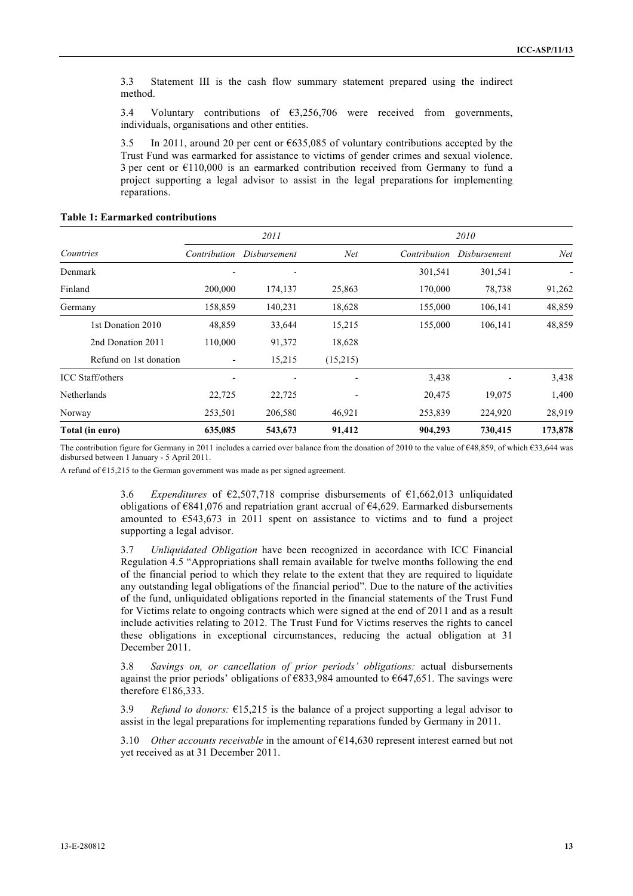3.3 Statement III is the cash flow summary statement prepared using the indirect method.

3.4 Voluntary contributions of €3,256,706 were received from governments, individuals, organisations and other entities.

3.5 In 2011, around 20 per cent or €635,085 of voluntary contributions accepted by the Trust Fund was earmarked for assistance to victims of gender crimes and sexual violence. 3 per cent or €110,000 is an earmarked contribution received from Germany to fund a project supporting a legal advisor to assist in the legal preparations for implementing reparations.

**Table 1: Earmarked contributions**

| | *2011* | | | *2010* | | |
|---|---|---|---|---|---|---|
| *Countries* | *Contribution* | *Disbursement* | *Net* | *Contribution* | *Disbursement* | *Net* |
| Denmark | - | - | | 301,541 | 301,541 | - |
| Finland | 200,000 | 174,137 | 25,863 | 170,000 | 78,738 | 91,262 |
| Germany | 158,859 | 140,231 | 18,628 | 155,000 | 106,141 | 48,859 |
| 1st Donation 2010 | 48,859 | 33,644 | 15,215 | 155,000 | 106,141 | 48,859 |
| 2nd Donation 2011 | 110,000 | 91,372 | 18,628 | | | |
| Refund on 1st donation | - | 15,215 | (15,215) | | | |
| ICC Staff/others | - | - | - | 3,438 | - | 3,438 |
| Netherlands | 22,725 | 22,725 | - | 20,475 | 19,075 | 1,400 |
| Norway | 253,501 | 206,580 | 46,921 | 253,839 | 224,920 | 28,919 |
| **Total (in euro)** | **635,085** | **543,673** | **91,412** | **904,293** | **730,415** | **173,878** |

The contribution figure for Germany in 2011 includes a carried over balance from the donation of 2010 to the value of €48,859, of which €33,644 was disbursed between 1 January - 5 April 2011.

A refund of €15,215 to the German government was made as per signed agreement.

3.6 *Expenditures* of €2,507,718 comprise disbursements of €1,662,013 unliquidated obligations of €841,076 and repatriation grant accrual of €4,629. Earmarked disbursements amounted to €543,673 in 2011 spent on assistance to victims and to fund a project supporting a legal advisor.

3.7 *Unliquidated Obligation* have been recognized in accordance with ICC Financial Regulation 4.5 "Appropriations shall remain available for twelve months following the end of the financial period to which they relate to the extent that they are required to liquidate any outstanding legal obligations of the financial period". Due to the nature of the activities of the fund, unliquidated obligations reported in the financial statements of the Trust Fund for Victims relate to ongoing contracts which were signed at the end of 2011 and as a result include activities relating to 2012. The Trust Fund for Victims reserves the rights to cancel these obligations in exceptional circumstances, reducing the actual obligation at 31 December 2011.

3.8 *Savings on, or cancellation of prior periods' obligations:* actual disbursements against the prior periods' obligations of €833,984 amounted to €647,651. The savings were therefore €186,333.

3.9 *Refund to donors:* €15,215 is the balance of a project supporting a legal advisor to assist in the legal preparations for implementing reparations funded by Germany in 2011.

3.10 *Other accounts receivable* in the amount of €14,630 represent interest earned but not yet received as at 31 December 2011.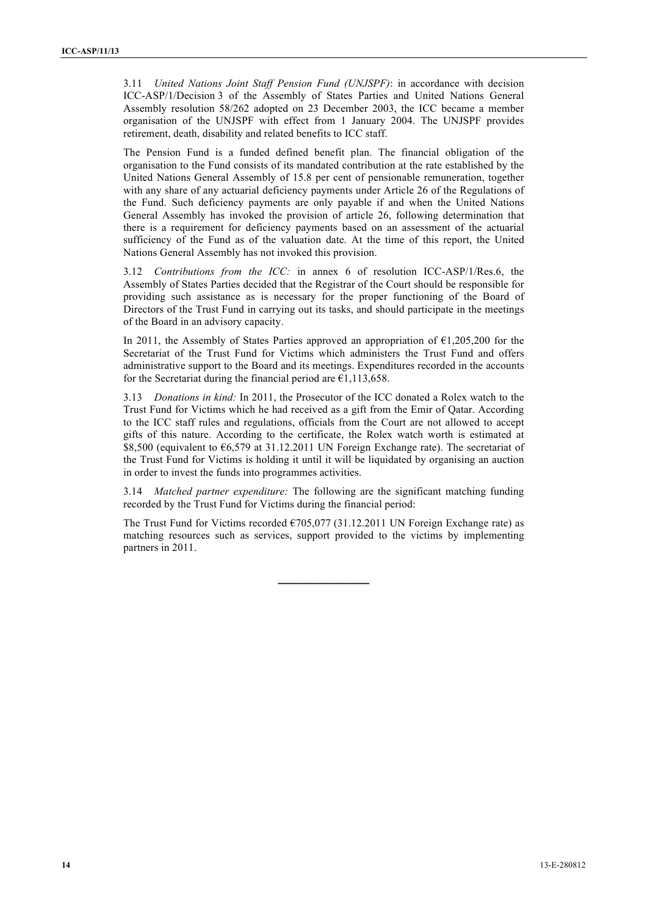3.11 *United Nations Joint Staff Pension Fund (UNJSPF)*: in accordance with decision ICC-ASP/1/Decision 3 of the Assembly of States Parties and United Nations General Assembly resolution 58/262 adopted on 23 December 2003, the ICC became a member organisation of the UNJSPF with effect from 1 January 2004. The UNJSPF provides retirement, death, disability and related benefits to ICC staff.

The Pension Fund is a funded defined benefit plan. The financial obligation of the organisation to the Fund consists of its mandated contribution at the rate established by the United Nations General Assembly of 15.8 per cent of pensionable remuneration, together with any share of any actuarial deficiency payments under Article 26 of the Regulations of the Fund. Such deficiency payments are only payable if and when the United Nations General Assembly has invoked the provision of article 26, following determination that there is a requirement for deficiency payments based on an assessment of the actuarial sufficiency of the Fund as of the valuation date. At the time of this report, the United Nations General Assembly has not invoked this provision.

3.12 *Contributions from the ICC:* in annex 6 of resolution ICC-ASP/1/Res.6, the Assembly of States Parties decided that the Registrar of the Court should be responsible for providing such assistance as is necessary for the proper functioning of the Board of Directors of the Trust Fund in carrying out its tasks, and should participate in the meetings of the Board in an advisory capacity.

In 2011, the Assembly of States Parties approved an appropriation of €1,205,200 for the Secretariat of the Trust Fund for Victims which administers the Trust Fund and offers administrative support to the Board and its meetings. Expenditures recorded in the accounts for the Secretariat during the financial period are €1,113,658.

3.13 *Donations in kind:* In 2011, the Prosecutor of the ICC donated a Rolex watch to the Trust Fund for Victims which he had received as a gift from the Emir of Qatar. According to the ICC staff rules and regulations, officials from the Court are not allowed to accept gifts of this nature. According to the certificate, the Rolex watch worth is estimated at $8,500 (equivalent to €6,579 at 31.12.2011 UN Foreign Exchange rate). The secretariat of the Trust Fund for Victims is holding it until it will be liquidated by organising an auction in order to invest the funds into programmes activities.

3.14 *Matched partner expenditure:* The following are the significant matching funding recorded by the Trust Fund for Victims during the financial period:

The Trust Fund for Victims recorded €705,077 (31.12.2011 UN Foreign Exchange rate) as matching resources such as services, support provided to the victims by implementing partners in 2011.

---